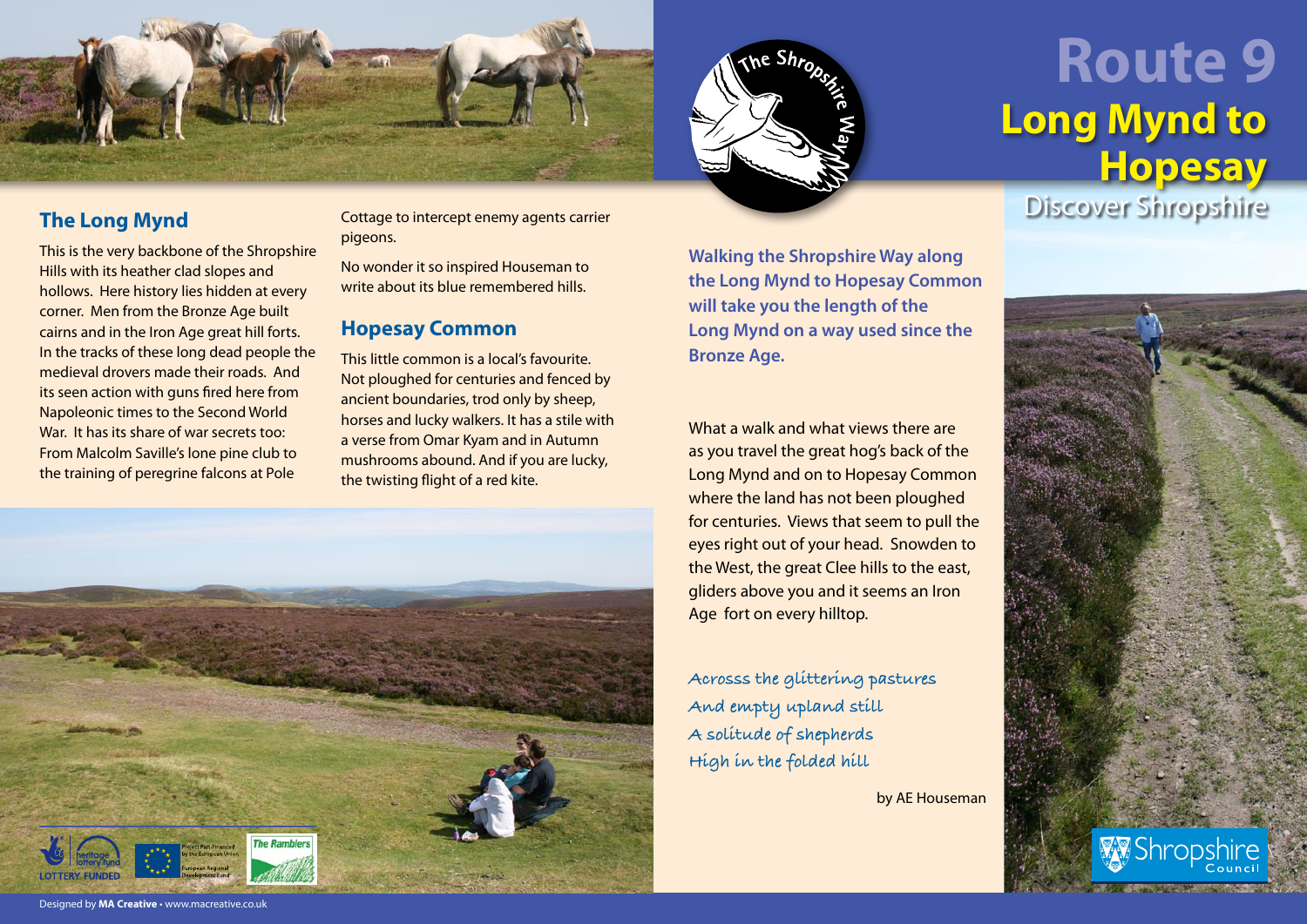# Route 9

## Long Mynd to Hopesay

Discover Shropshire

**Walking the Shropshire Way along the Long Mynd to Hopesay Common will take you the length of the Long Mynd on a way used since the Bronze Age.**

What a walk and what views there are as you travel the great hog's back of the Long Mynd and on to Hopesay Common where the land has not been ploughed for centuries. Views that seem to pull the eyes right out of your head. Snowden to the West, the great Clee hills to the east, gliders above you and it seems an Iron Age fort on every hilltop.

*Acrosss the glittering pastures*
*And empty upland still*
*A solitude of shepherds*
*High in the folded hill*

by AE Houseman

### The Long Mynd

This is the very backbone of the Shropshire Hills with its heather clad slopes and hollows. Here history lies hidden at every corner. Men from the Bronze Age built cairns and in the Iron Age great hill forts. In the tracks of these long dead people the medieval drovers made their roads. And its seen action with guns fired here from Napoleonic times to the Second World War. It has its share of war secrets too: From Malcolm Saville's lone pine club to the training of peregrine falcons at Pole Cottage to intercept enemy agents carrier pigeons.

No wonder it so inspired Houseman to write about its blue remembered hills.

### Hopesay Common

This little common is a local's favourite. Not ploughed for centuries and fenced by ancient boundaries, trod only by sheep, horses and lucky walkers. It has a stile with a verse from Omar Kyam and in Autumn mushrooms abound. And if you are lucky, the twisting flight of a red kite.

Designed by **MA Creative** • www.macreative.co.uk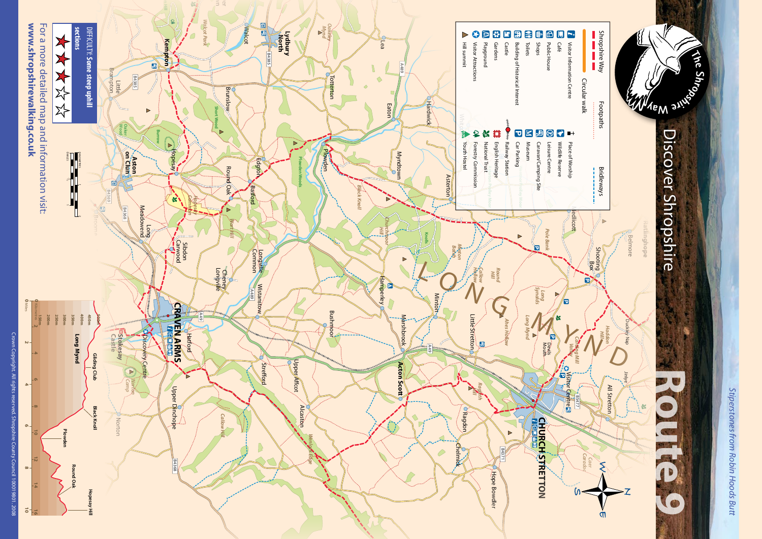# Discover Shropshire

# Route 9

*Stiperstones from Robin Hoods Butt*

The Shropshire Way

Shropshire Way

Circular walk

Footpaths

Bridleways

Visitor Information Centre

Café

Public House

Shops

Toilets

Building of Historical Interest

Castle

Gardens

Playground

Visitor Attractions

Hill summit

Place of Worship

Wildlife Reserve

Leisure Centre

Caravan/Camping Site

Museum

Car Parking

Railway Station

English Heritage

National Trust

Forestry Commission

Youth Hostel

DIFFICULTY: **Some steep uphill sections**

For a more detailed map and information visit:
**www.shropshirewalking.co.uk**

Long Mynd

Gliding Club

Black Knoll

Plowden

Round Oak

Hopesay Hill

500m
450m
400m
350m
300m
250m
200m
150m

0 Kilometres 2 4 6 8 10 12 14 16

0 Miles 2 4 6 8 10

Crown Copyright. All rights reserved. Shropshire County Council 100019801. 2008